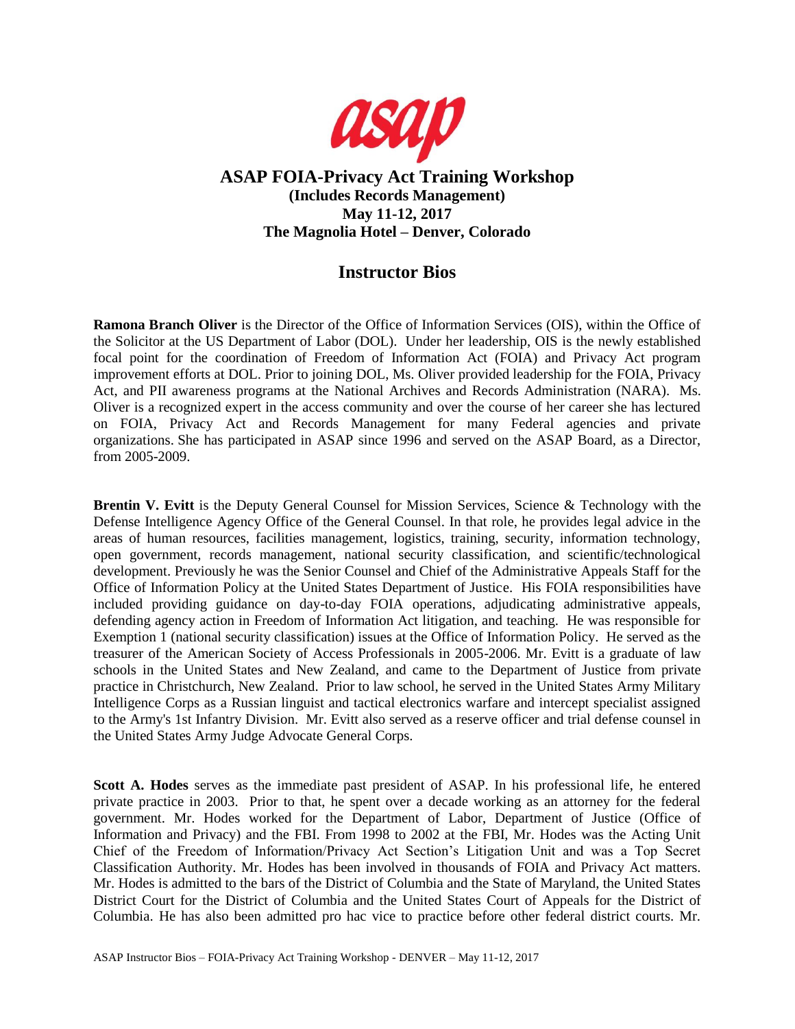asap

# ASAP FOIA-Privacy Act Training Workshop

**(Includes Records Management)**
**May 11-12, 2017**
**The Magnolia Hotel – Denver, Colorado**

## Instructor Bios

**Ramona Branch Oliver** is the Director of the Office of Information Services (OIS), within the Office of the Solicitor at the US Department of Labor (DOL). Under her leadership, OIS is the newly established focal point for the coordination of Freedom of Information Act (FOIA) and Privacy Act program improvement efforts at DOL. Prior to joining DOL, Ms. Oliver provided leadership for the FOIA, Privacy Act, and PII awareness programs at the National Archives and Records Administration (NARA). Ms. Oliver is a recognized expert in the access community and over the course of her career she has lectured on FOIA, Privacy Act and Records Management for many Federal agencies and private organizations. She has participated in ASAP since 1996 and served on the ASAP Board, as a Director, from 2005-2009.

**Brentin V. Evitt** is the Deputy General Counsel for Mission Services, Science & Technology with the Defense Intelligence Agency Office of the General Counsel. In that role, he provides legal advice in the areas of human resources, facilities management, logistics, training, security, information technology, open government, records management, national security classification, and scientific/technological development. Previously he was the Senior Counsel and Chief of the Administrative Appeals Staff for the Office of Information Policy at the United States Department of Justice. His FOIA responsibilities have included providing guidance on day-to-day FOIA operations, adjudicating administrative appeals, defending agency action in Freedom of Information Act litigation, and teaching. He was responsible for Exemption 1 (national security classification) issues at the Office of Information Policy. He served as the treasurer of the American Society of Access Professionals in 2005-2006. Mr. Evitt is a graduate of law schools in the United States and New Zealand, and came to the Department of Justice from private practice in Christchurch, New Zealand. Prior to law school, he served in the United States Army Military Intelligence Corps as a Russian linguist and tactical electronics warfare and intercept specialist assigned to the Army's 1st Infantry Division. Mr. Evitt also served as a reserve officer and trial defense counsel in the United States Army Judge Advocate General Corps.

**Scott A. Hodes** serves as the immediate past president of ASAP. In his professional life, he entered private practice in 2003. Prior to that, he spent over a decade working as an attorney for the federal government. Mr. Hodes worked for the Department of Labor, Department of Justice (Office of Information and Privacy) and the FBI. From 1998 to 2002 at the FBI, Mr. Hodes was the Acting Unit Chief of the Freedom of Information/Privacy Act Section's Litigation Unit and was a Top Secret Classification Authority. Mr. Hodes has been involved in thousands of FOIA and Privacy Act matters. Mr. Hodes is admitted to the bars of the District of Columbia and the State of Maryland, the United States District Court for the District of Columbia and the United States Court of Appeals for the District of Columbia. He has also been admitted pro hac vice to practice before other federal district courts. Mr.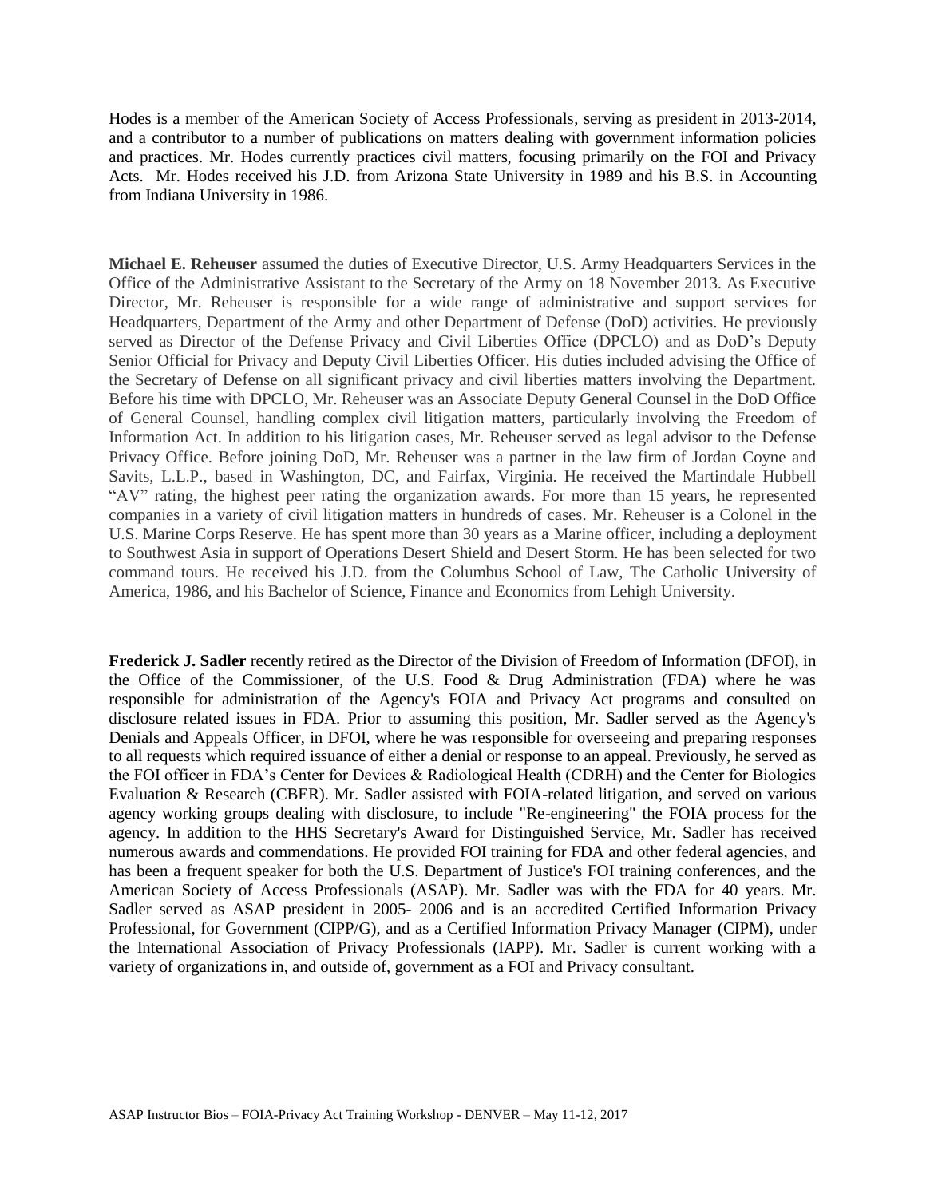Hodes is a member of the American Society of Access Professionals, serving as president in 2013-2014, and a contributor to a number of publications on matters dealing with government information policies and practices. Mr. Hodes currently practices civil matters, focusing primarily on the FOI and Privacy Acts. Mr. Hodes received his J.D. from Arizona State University in 1989 and his B.S. in Accounting from Indiana University in 1986.

**Michael E. Reheuser** assumed the duties of Executive Director, U.S. Army Headquarters Services in the Office of the Administrative Assistant to the Secretary of the Army on 18 November 2013. As Executive Director, Mr. Reheuser is responsible for a wide range of administrative and support services for Headquarters, Department of the Army and other Department of Defense (DoD) activities. He previously served as Director of the Defense Privacy and Civil Liberties Office (DPCLO) and as DoD's Deputy Senior Official for Privacy and Deputy Civil Liberties Officer. His duties included advising the Office of the Secretary of Defense on all significant privacy and civil liberties matters involving the Department. Before his time with DPCLO, Mr. Reheuser was an Associate Deputy General Counsel in the DoD Office of General Counsel, handling complex civil litigation matters, particularly involving the Freedom of Information Act. In addition to his litigation cases, Mr. Reheuser served as legal advisor to the Defense Privacy Office. Before joining DoD, Mr. Reheuser was a partner in the law firm of Jordan Coyne and Savits, L.L.P., based in Washington, DC, and Fairfax, Virginia. He received the Martindale Hubbell "AV" rating, the highest peer rating the organization awards. For more than 15 years, he represented companies in a variety of civil litigation matters in hundreds of cases. Mr. Reheuser is a Colonel in the U.S. Marine Corps Reserve. He has spent more than 30 years as a Marine officer, including a deployment to Southwest Asia in support of Operations Desert Shield and Desert Storm. He has been selected for two command tours. He received his J.D. from the Columbus School of Law, The Catholic University of America, 1986, and his Bachelor of Science, Finance and Economics from Lehigh University.

**Frederick J. Sadler** recently retired as the Director of the Division of Freedom of Information (DFOI), in the Office of the Commissioner, of the U.S. Food & Drug Administration (FDA) where he was responsible for administration of the Agency's FOIA and Privacy Act programs and consulted on disclosure related issues in FDA. Prior to assuming this position, Mr. Sadler served as the Agency's Denials and Appeals Officer, in DFOI, where he was responsible for overseeing and preparing responses to all requests which required issuance of either a denial or response to an appeal. Previously, he served as the FOI officer in FDA's Center for Devices & Radiological Health (CDRH) and the Center for Biologics Evaluation & Research (CBER). Mr. Sadler assisted with FOIA-related litigation, and served on various agency working groups dealing with disclosure, to include "Re-engineering" the FOIA process for the agency. In addition to the HHS Secretary's Award for Distinguished Service, Mr. Sadler has received numerous awards and commendations. He provided FOI training for FDA and other federal agencies, and has been a frequent speaker for both the U.S. Department of Justice's FOI training conferences, and the American Society of Access Professionals (ASAP). Mr. Sadler was with the FDA for 40 years. Mr. Sadler served as ASAP president in 2005- 2006 and is an accredited Certified Information Privacy Professional, for Government (CIPP/G), and as a Certified Information Privacy Manager (CIPM), under the International Association of Privacy Professionals (IAPP). Mr. Sadler is current working with a variety of organizations in, and outside of, government as a FOI and Privacy consultant.